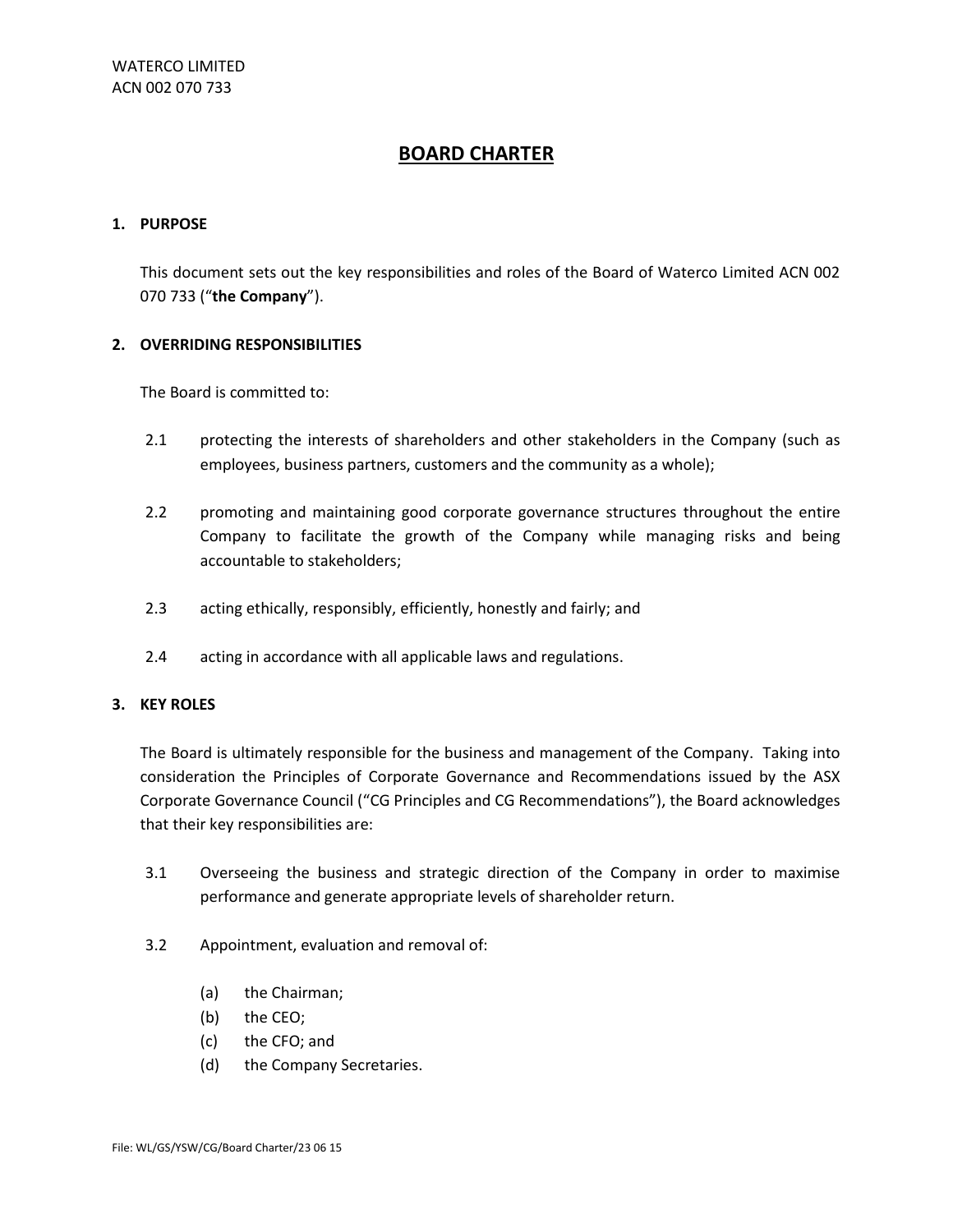WATERCO LIMITED
ACN 002 070 733

# BOARD CHARTER

## 1. PURPOSE

This document sets out the key responsibilities and roles of the Board of Waterco Limited ACN 002 070 733 ("**the Company**").

## 2. OVERRIDING RESPONSIBILITIES

The Board is committed to:

2.1 protecting the interests of shareholders and other stakeholders in the Company (such as employees, business partners, customers and the community as a whole);

2.2 promoting and maintaining good corporate governance structures throughout the entire Company to facilitate the growth of the Company while managing risks and being accountable to stakeholders;

2.3 acting ethically, responsibly, efficiently, honestly and fairly; and

2.4 acting in accordance with all applicable laws and regulations.

## 3. KEY ROLES

The Board is ultimately responsible for the business and management of the Company. Taking into consideration the Principles of Corporate Governance and Recommendations issued by the ASX Corporate Governance Council ("CG Principles and CG Recommendations"), the Board acknowledges that their key responsibilities are:

3.1 Overseeing the business and strategic direction of the Company in order to maximise performance and generate appropriate levels of shareholder return.

3.2 Appointment, evaluation and removal of:

(a) the Chairman;
(b) the CEO;
(c) the CFO; and
(d) the Company Secretaries.

File: WL/GS/YSW/CG/Board Charter/23 06 15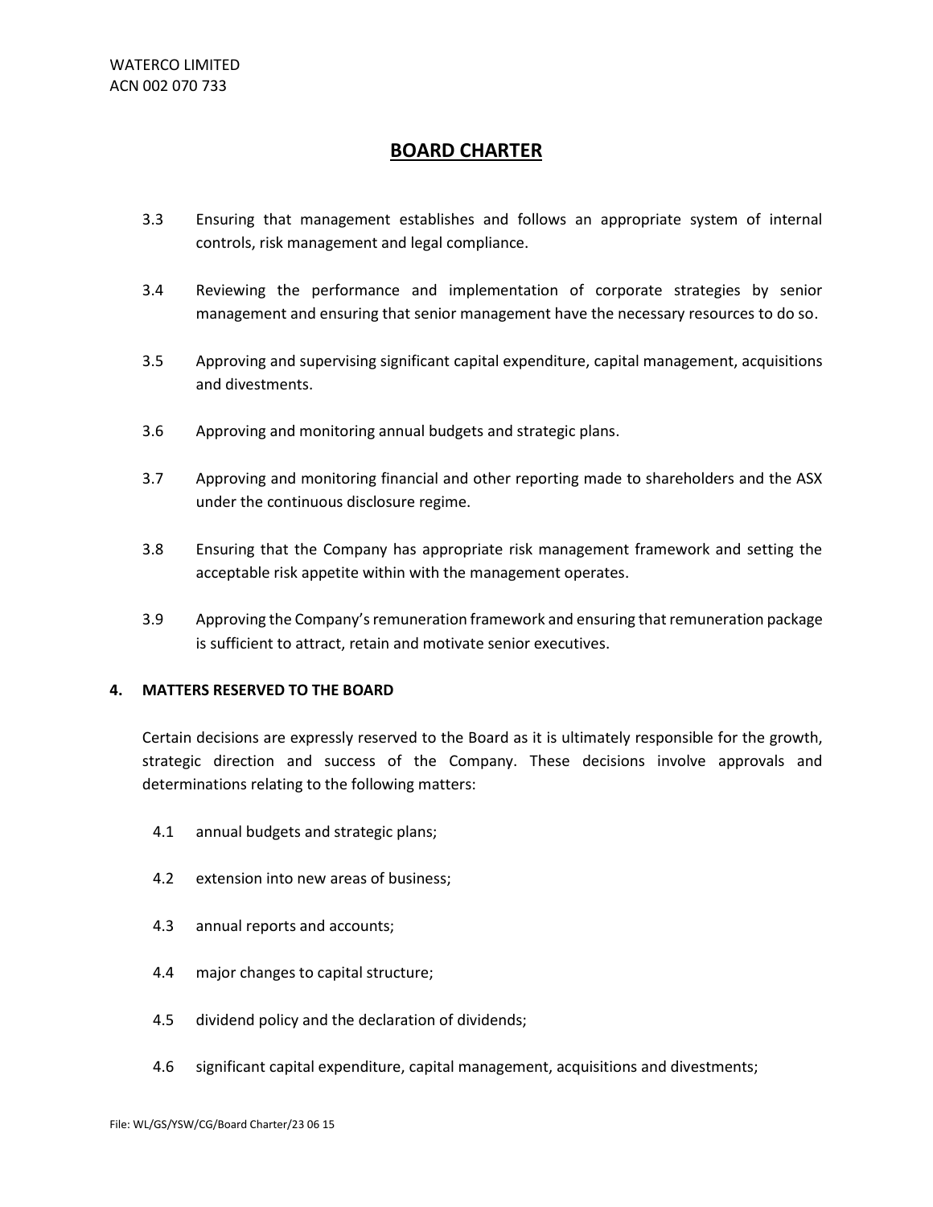3.3 Ensuring that management establishes and follows an appropriate system of internal controls, risk management and legal compliance.

3.4 Reviewing the performance and implementation of corporate strategies by senior management and ensuring that senior management have the necessary resources to do so.

3.5 Approving and supervising significant capital expenditure, capital management, acquisitions and divestments.

3.6 Approving and monitoring annual budgets and strategic plans.

3.7 Approving and monitoring financial and other reporting made to shareholders and the ASX under the continuous disclosure regime.

3.8 Ensuring that the Company has appropriate risk management framework and setting the acceptable risk appetite within with the management operates.

3.9 Approving the Company's remuneration framework and ensuring that remuneration package is sufficient to attract, retain and motivate senior executives.

## 4. MATTERS RESERVED TO THE BOARD

Certain decisions are expressly reserved to the Board as it is ultimately responsible for the growth, strategic direction and success of the Company. These decisions involve approvals and determinations relating to the following matters:

4.1 annual budgets and strategic plans;

4.2 extension into new areas of business;

4.3 annual reports and accounts;

4.4 major changes to capital structure;

4.5 dividend policy and the declaration of dividends;

4.6 significant capital expenditure, capital management, acquisitions and divestments;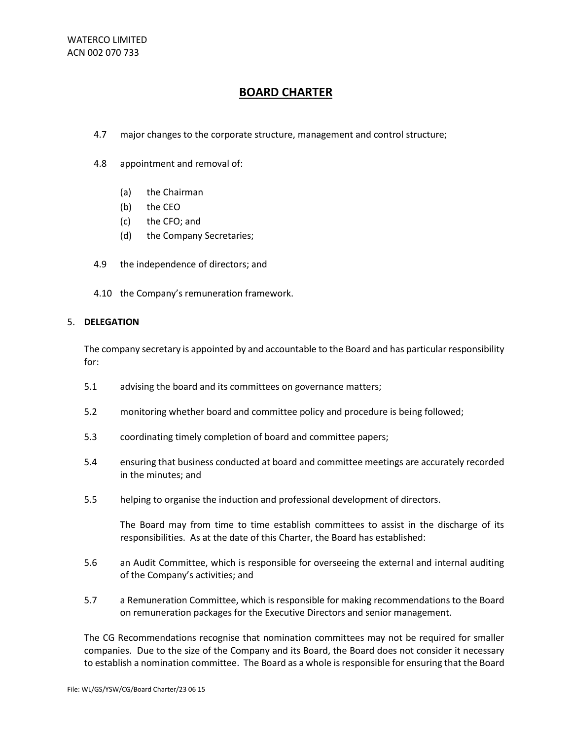4.7 major changes to the corporate structure, management and control structure;

4.8 appointment and removal of:

(a) the Chairman
(b) the CEO
(c) the CFO; and
(d) the Company Secretaries;

4.9 the independence of directors; and

4.10 the Company's remuneration framework.

5. **DELEGATION**

The company secretary is appointed by and accountable to the Board and has particular responsibility for:

5.1 advising the board and its committees on governance matters;

5.2 monitoring whether board and committee policy and procedure is being followed;

5.3 coordinating timely completion of board and committee papers;

5.4 ensuring that business conducted at board and committee meetings are accurately recorded in the minutes; and

5.5 helping to organise the induction and professional development of directors.

The Board may from time to time establish committees to assist in the discharge of its responsibilities. As at the date of this Charter, the Board has established:

5.6 an Audit Committee, which is responsible for overseeing the external and internal auditing of the Company's activities; and

5.7 a Remuneration Committee, which is responsible for making recommendations to the Board on remuneration packages for the Executive Directors and senior management.

The CG Recommendations recognise that nomination committees may not be required for smaller companies. Due to the size of the Company and its Board, the Board does not consider it necessary to establish a nomination committee. The Board as a whole is responsible for ensuring that the Board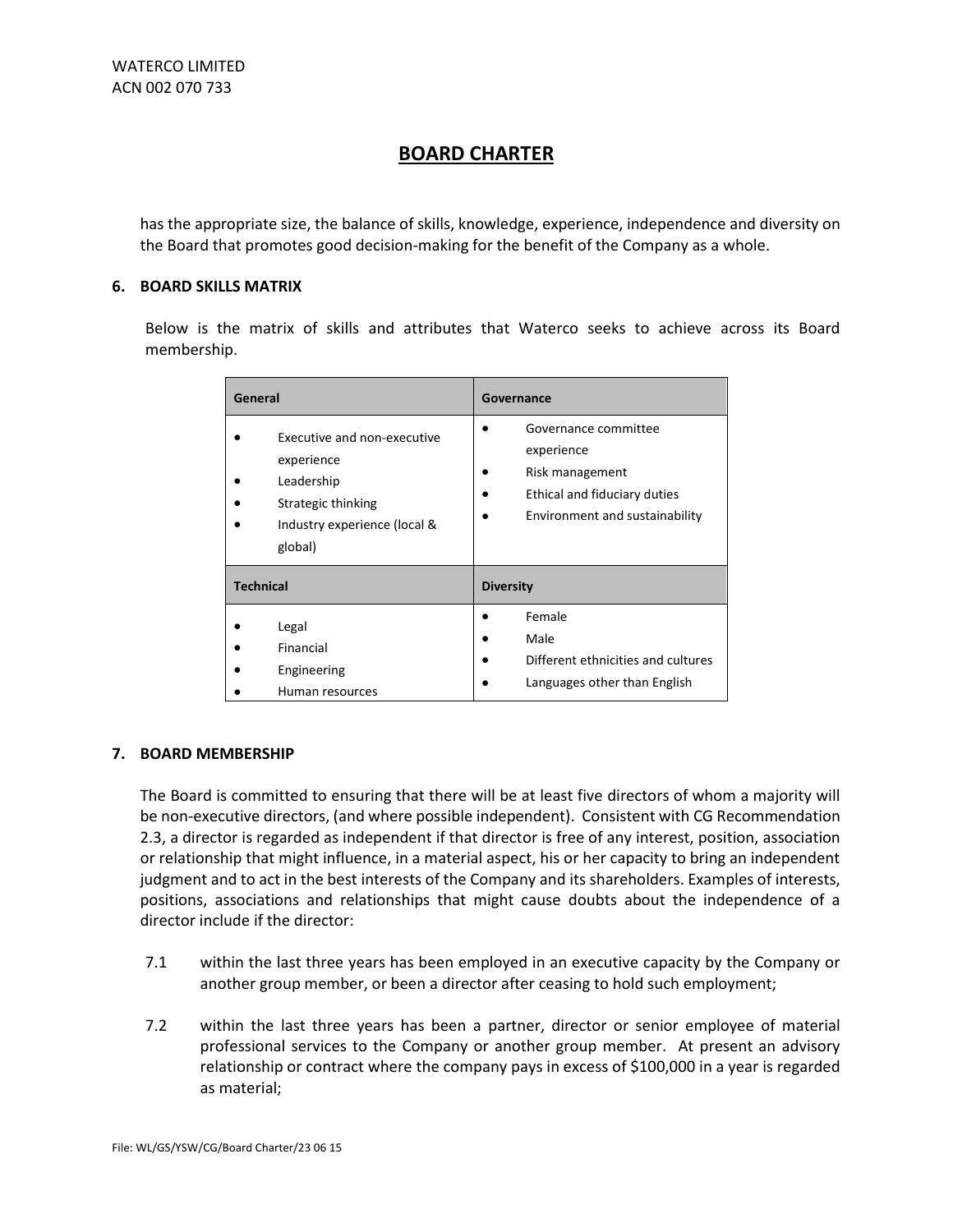has the appropriate size, the balance of skills, knowledge, experience, independence and diversity on the Board that promotes good decision-making for the benefit of the Company as a whole.

## 6. BOARD SKILLS MATRIX

Below is the matrix of skills and attributes that Waterco seeks to achieve across its Board membership.

| General | Governance |
|---|---|
| • Executive and non-executive experience<br>• Leadership<br>• Strategic thinking<br>• Industry experience (local & global) | • Governance committee experience<br>• Risk management<br>• Ethical and fiduciary duties<br>• Environment and sustainability |
| **Technical** | **Diversity** |
| • Legal<br>• Financial<br>• Engineering<br>• Human resources | • Female<br>• Male<br>• Different ethnicities and cultures<br>• Languages other than English |

## 7. BOARD MEMBERSHIP

The Board is committed to ensuring that there will be at least five directors of whom a majority will be non-executive directors, (and where possible independent). Consistent with CG Recommendation 2.3, a director is regarded as independent if that director is free of any interest, position, association or relationship that might influence, in a material aspect, his or her capacity to bring an independent judgment and to act in the best interests of the Company and its shareholders. Examples of interests, positions, associations and relationships that might cause doubts about the independence of a director include if the director:

7.1 within the last three years has been employed in an executive capacity by the Company or another group member, or been a director after ceasing to hold such employment;

7.2 within the last three years has been a partner, director or senior employee of material professional services to the Company or another group member. At present an advisory relationship or contract where the company pays in excess of $100,000 in a year is regarded as material;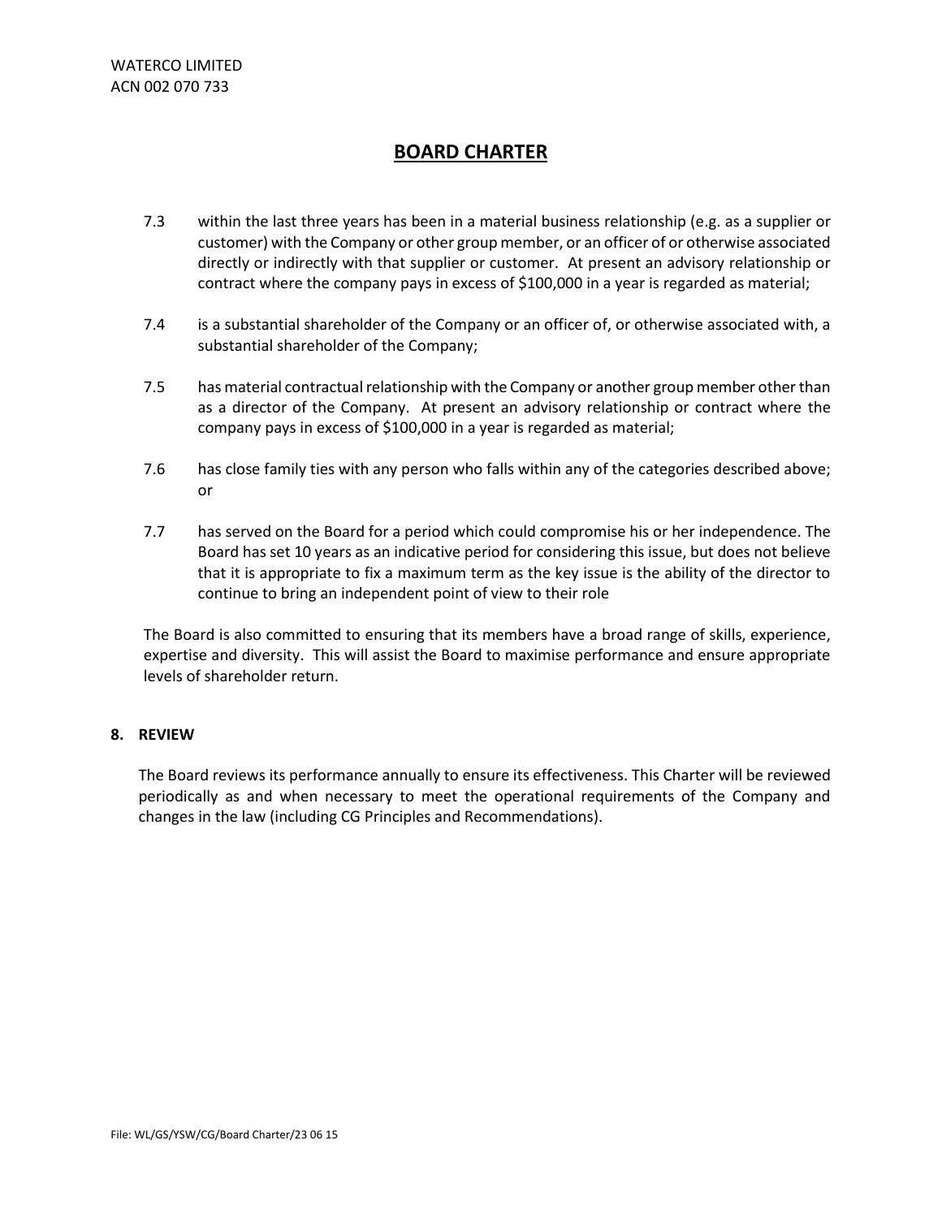7.3 within the last three years has been in a material business relationship (e.g. as a supplier or customer) with the Company or other group member, or an officer of or otherwise associated directly or indirectly with that supplier or customer. At present an advisory relationship or contract where the company pays in excess of $100,000 in a year is regarded as material;

7.4 is a substantial shareholder of the Company or an officer of, or otherwise associated with, a substantial shareholder of the Company;

7.5 has material contractual relationship with the Company or another group member other than as a director of the Company. At present an advisory relationship or contract where the company pays in excess of $100,000 in a year is regarded as material;

7.6 has close family ties with any person who falls within any of the categories described above; or

7.7 has served on the Board for a period which could compromise his or her independence. The Board has set 10 years as an indicative period for considering this issue, but does not believe that it is appropriate to fix a maximum term as the key issue is the ability of the director to continue to bring an independent point of view to their role

The Board is also committed to ensuring that its members have a broad range of skills, experience, expertise and diversity. This will assist the Board to maximise performance and ensure appropriate levels of shareholder return.

## 8. REVIEW

The Board reviews its performance annually to ensure its effectiveness. This Charter will be reviewed periodically as and when necessary to meet the operational requirements of the Company and changes in the law (including CG Principles and Recommendations).